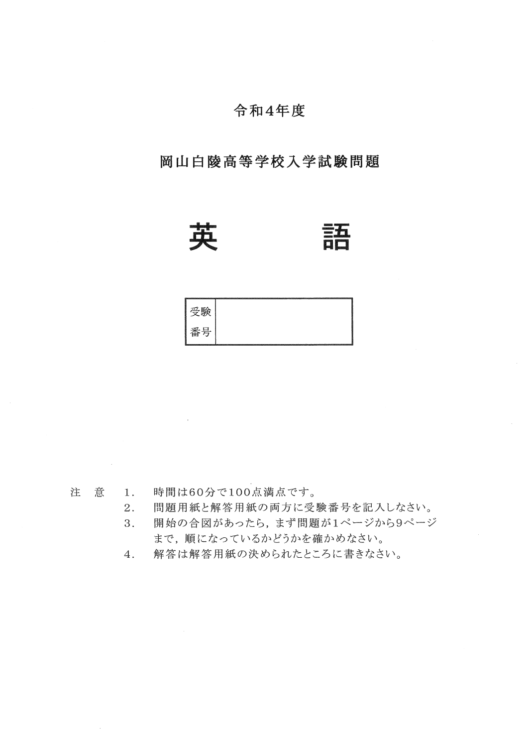令和4年度

# 岡山白陵高等学校入学試験問題

# 英　　　語

| 受験番号 | |
|---|---|

注　意　1．時間は60分で100点満点です。
　　　　2．問題用紙と解答用紙の両方に受験番号を記入しなさい。
　　　　3．開始の合図があったら，まず問題が1ページから9ページまで，順になっているかどうかを確かめなさい。
　　　　4．解答は解答用紙の決められたところに書きなさい。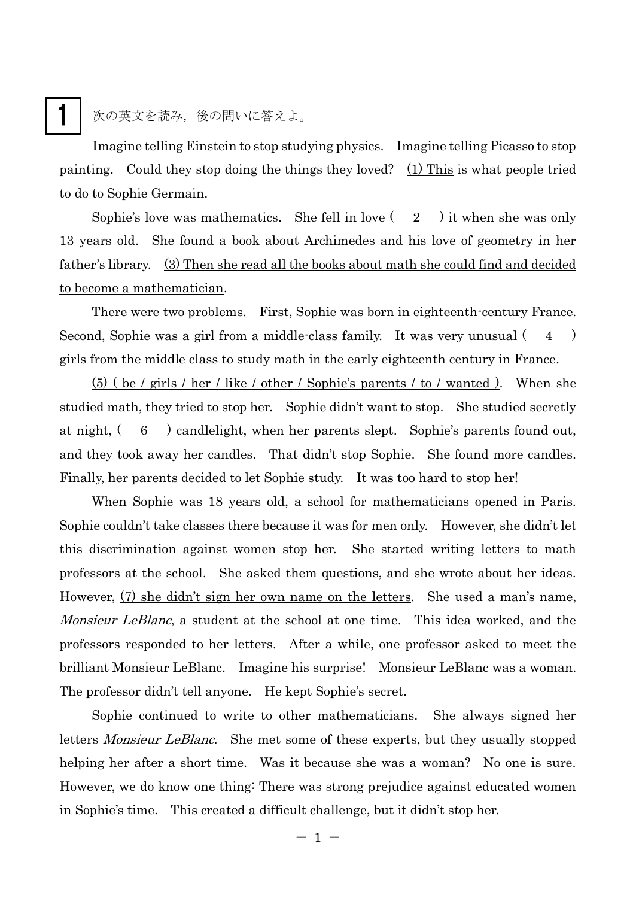**1** 次の英文を読み，後の問いに答えよ。

Imagine telling Einstein to stop studying physics. Imagine telling Picasso to stop painting. Could they stop doing the things they loved? <u>(1) This</u> is what people tried to do to Sophie Germain.

Sophie's love was mathematics. She fell in love (　2　) it when she was only 13 years old. She found a book about Archimedes and his love of geometry in her father's library. <u>(3) Then she read all the books about math she could find and decided to become a mathematician</u>.

There were two problems. First, Sophie was born in eighteenth-century France. Second, Sophie was a girl from a middle-class family. It was very unusual (　4　) girls from the middle class to study math in the early eighteenth century in France.

<u>(5) ( be / girls / her / like / other / Sophie's parents / to / wanted )</u>. When she studied math, they tried to stop her. Sophie didn't want to stop. She studied secretly at night, (　6　) candlelight, when her parents slept. Sophie's parents found out, and they took away her candles. That didn't stop Sophie. She found more candles. Finally, her parents decided to let Sophie study. It was too hard to stop her!

When Sophie was 18 years old, a school for mathematicians opened in Paris. Sophie couldn't take classes there because it was for men only. However, she didn't let this discrimination against women stop her. She started writing letters to math professors at the school. She asked them questions, and she wrote about her ideas. However, <u>(7) she didn't sign her own name on the letters</u>. She used a man's name, *Monsieur LeBlanc*, a student at the school at one time. This idea worked, and the professors responded to her letters. After a while, one professor asked to meet the brilliant Monsieur LeBlanc. Imagine his surprise! Monsieur LeBlanc was a woman. The professor didn't tell anyone. He kept Sophie's secret.

Sophie continued to write to other mathematicians. She always signed her letters *Monsieur LeBlanc*. She met some of these experts, but they usually stopped helping her after a short time. Was it because she was a woman? No one is sure. However, we do know one thing: There was strong prejudice against educated women in Sophie's time. This created a difficult challenge, but it didn't stop her.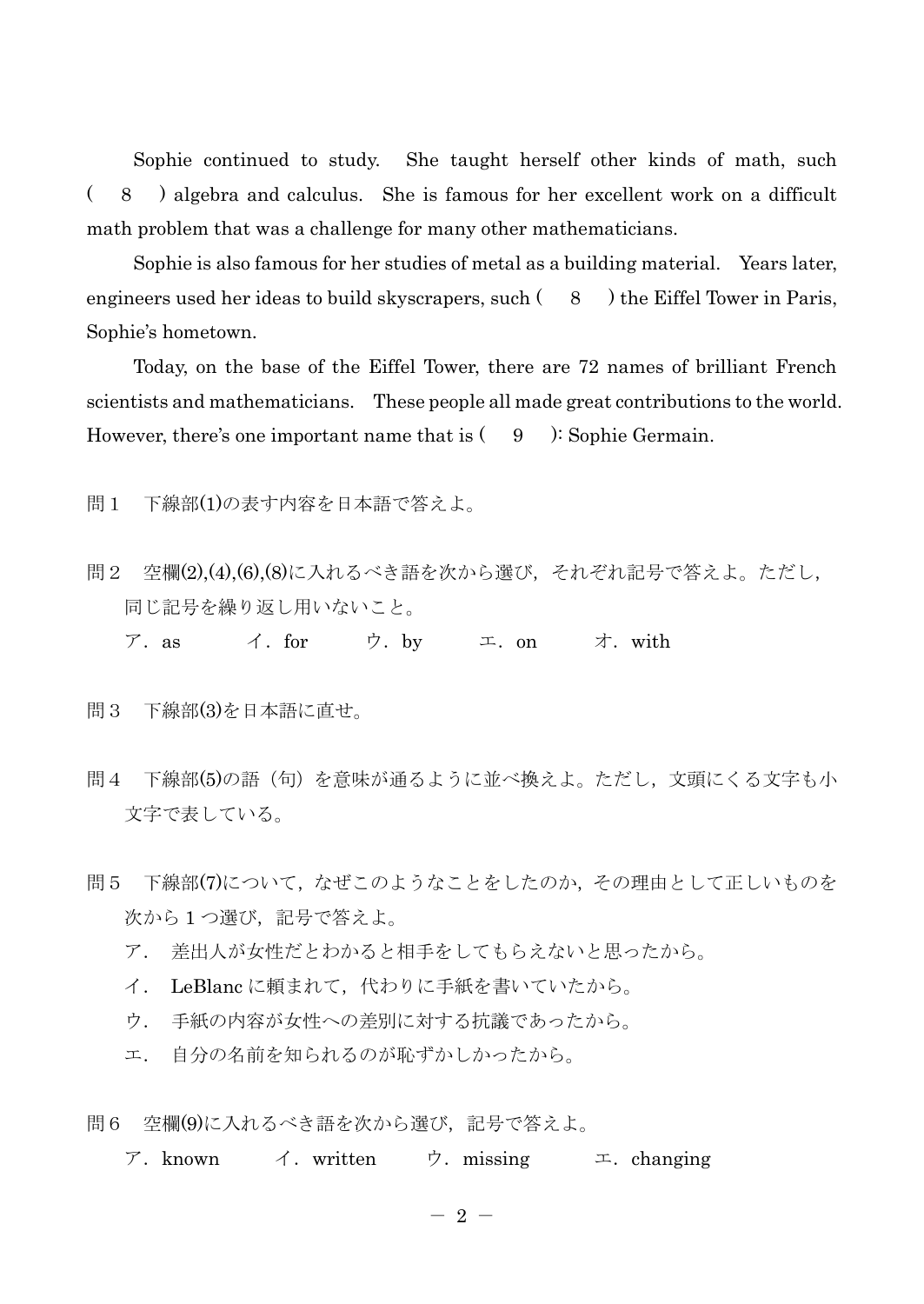Sophie continued to study.　She taught herself other kinds of math, such (　8　) algebra and calculus.　She is famous for her excellent work on a difficult math problem that was a challenge for many other mathematicians.

Sophie is also famous for her studies of metal as a building material.　Years later, engineers used her ideas to build skyscrapers, such (　8　) the Eiffel Tower in Paris, Sophie's hometown.

Today, on the base of the Eiffel Tower, there are 72 names of brilliant French scientists and mathematicians.　These people all made great contributions to the world. However, there's one important name that is (　9　): Sophie Germain.

問１　下線部(1)の表す内容を日本語で答えよ。

問２　空欄(2),(4),(6),(8)に入れるべき語を次から選び，それぞれ記号で答えよ。ただし，同じ記号を繰り返し用いないこと。

ア．as　　イ．for　　ウ．by　　エ．on　　オ．with

問３　下線部(3)を日本語に直せ。

問４　下線部(5)の語（句）を意味が通るように並べ換えよ。ただし，文頭にくる文字も小文字で表している。

問５　下線部(7)について，なぜこのようなことをしたのか，その理由として正しいものを次から１つ選び，記号で答えよ。

ア．　差出人が女性だとわかると相手をしてもらえないと思ったから。

イ．　LeBlanc に頼まれて，代わりに手紙を書いていたから。

ウ．　手紙の内容が女性への差別に対する抗議であったから。

エ．　自分の名前を知られるのが恥ずかしかったから。

問６　空欄(9)に入れるべき語を次から選び，記号で答えよ。

ア．known　　イ．written　　ウ．missing　　エ．changing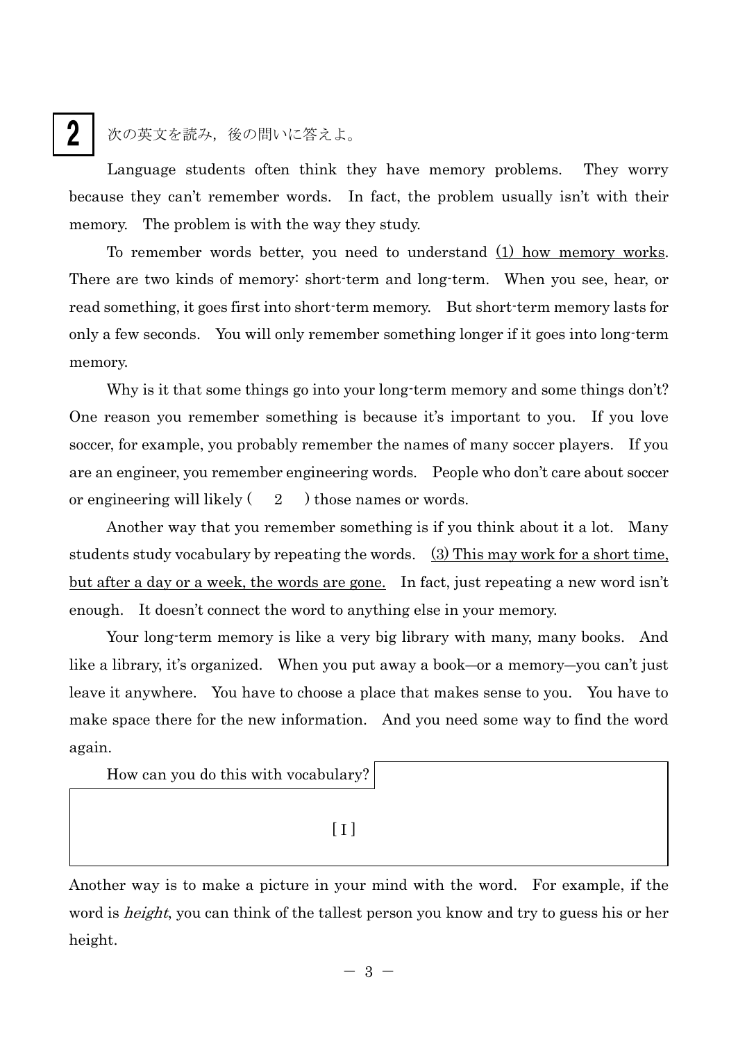**2** 次の英文を読み，後の問いに答えよ。

Language students often think they have memory problems. They worry because they can't remember words. In fact, the problem usually isn't with their memory. The problem is with the way they study.

To remember words better, you need to understand <u>(1) how memory works</u>. There are two kinds of memory: short-term and long-term. When you see, hear, or read something, it goes first into short-term memory. But short-term memory lasts for only a few seconds. You will only remember something longer if it goes into long-term memory.

Why is it that some things go into your long-term memory and some things don't? One reason you remember something is because it's important to you. If you love soccer, for example, you probably remember the names of many soccer players. If you are an engineer, you remember engineering words. People who don't care about soccer or engineering will likely ( 2 ) those names or words.

Another way that you remember something is if you think about it a lot. Many students study vocabulary by repeating the words. <u>(3) This may work for a short time, but after a day or a week, the words are gone.</u> In fact, just repeating a new word isn't enough. It doesn't connect the word to anything else in your memory.

Your long-term memory is like a very big library with many, many books. And like a library, it's organized. When you put away a book—or a memory—you can't just leave it anywhere. You have to choose a place that makes sense to you. You have to make space there for the new information. And you need some way to find the word again.

How can you do this with vocabulary?

[ I ]

Another way is to make a picture in your mind with the word. For example, if the word is *height*, you can think of the tallest person you know and try to guess his or her height.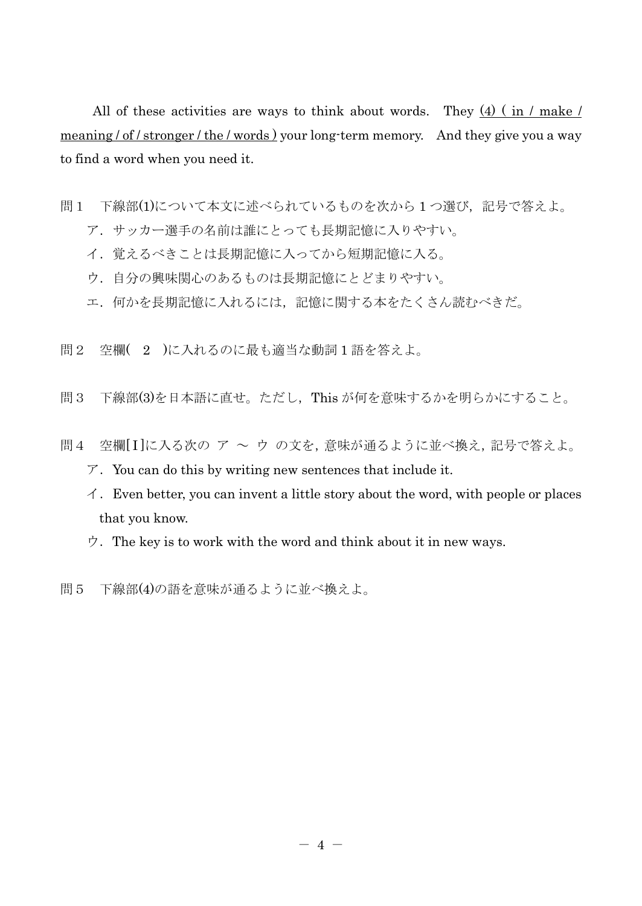All of these activities are ways to think about words. They (4) ( in / make / meaning / of / stronger / the / words ) your long-term memory. And they give you a way to find a word when you need it.

問１　下線部(1)について本文に述べられているものを次から１つ選び，記号で答えよ。

　ア．サッカー選手の名前は誰にとっても長期記憶に入りやすい。

　イ．覚えるべきことは長期記憶に入ってから短期記憶に入る。

　ウ．自分の興味関心のあるものは長期記憶にとどまりやすい。

　エ．何かを長期記憶に入れるには，記憶に関する本をたくさん読むべきだ。

問２　空欄(　2　)に入れるのに最も適当な動詞１語を答えよ。

問３　下線部(3)を日本語に直せ。ただし，This が何を意味するかを明らかにすること。

問４　空欄[Ｉ]に入る次の ア ～ ウ の文を，意味が通るように並べ換え，記号で答えよ。

　ア．You can do this by writing new sentences that include it.

　イ．Even better, you can invent a little story about the word, with people or places that you know.

　ウ．The key is to work with the word and think about it in new ways.

問５　下線部(4)の語を意味が通るように並べ換えよ。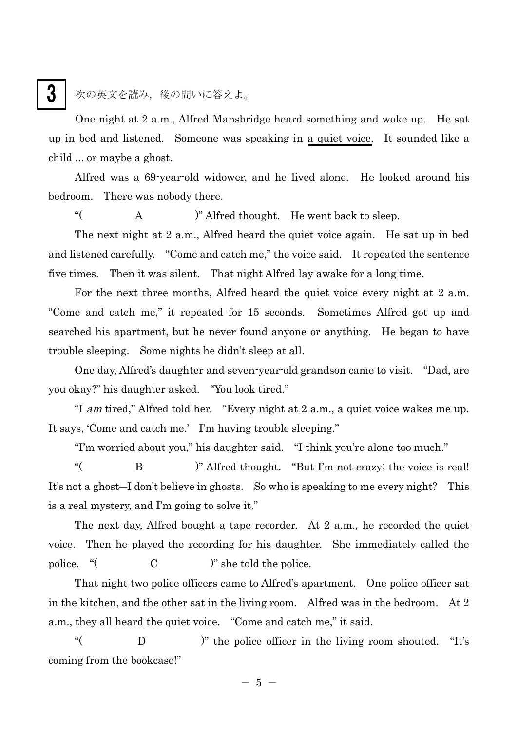**3** 次の英文を読み，後の問いに答えよ。

One night at 2 a.m., Alfred Mansbridge heard something and woke up. He sat up in bed and listened. Someone was speaking in <u>a quiet voice</u>. It sounded like a child ... or maybe a ghost.

Alfred was a 69-year-old widower, and he lived alone. He looked around his bedroom. There was nobody there.

"(　　　　A　　　　)" Alfred thought. He went back to sleep.

The next night at 2 a.m., Alfred heard the quiet voice again. He sat up in bed and listened carefully. "Come and catch me," the voice said. It repeated the sentence five times. Then it was silent. That night Alfred lay awake for a long time.

For the next three months, Alfred heard the quiet voice every night at 2 a.m. "Come and catch me," it repeated for 15 seconds. Sometimes Alfred got up and searched his apartment, but he never found anyone or anything. He began to have trouble sleeping. Some nights he didn't sleep at all.

One day, Alfred's daughter and seven-year-old grandson came to visit. "Dad, are you okay?" his daughter asked. "You look tired."

"I *am* tired," Alfred told her. "Every night at 2 a.m., a quiet voice wakes me up. It says, 'Come and catch me.' I'm having trouble sleeping."

"I'm worried about you," his daughter said. "I think you're alone too much."

"(　　　　B　　　　)" Alfred thought. "But I'm not crazy; the voice is real! It's not a ghost—I don't believe in ghosts. So who is speaking to me every night? This is a real mystery, and I'm going to solve it."

The next day, Alfred bought a tape recorder. At 2 a.m., he recorded the quiet voice. Then he played the recording for his daughter. She immediately called the police. "(　　　　C　　　　)" she told the police.

That night two police officers came to Alfred's apartment. One police officer sat in the kitchen, and the other sat in the living room. Alfred was in the bedroom. At 2 a.m., they all heard the quiet voice. "Come and catch me," it said.

"(　　　　D　　　　)" the police officer in the living room shouted. "It's coming from the bookcase!"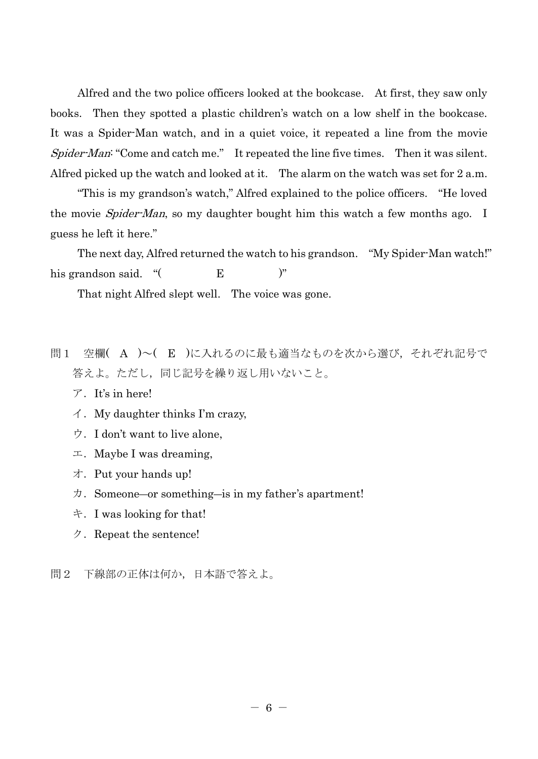Alfred and the two police officers looked at the bookcase. At first, they saw only books. Then they spotted a plastic children's watch on a low shelf in the bookcase. It was a Spider-Man watch, and in a quiet voice, it repeated a line from the movie *Spider-Man*: "Come and catch me." It repeated the line five times. Then it was silent. Alfred picked up the watch and looked at it. The alarm on the watch was set for 2 a.m.

"This is my grandson's watch," Alfred explained to the police officers. "He loved the movie *Spider-Man*, so my daughter bought him this watch a few months ago. I guess he left it here."

The next day, Alfred returned the watch to his grandson. "My Spider-Man watch!" his grandson said. "(　　　　E　　　　)"

That night Alfred slept well. The voice was gone.

問１　空欄(　A　)～(　E　)に入れるのに最も適当なものを次から選び，それぞれ記号で答えよ。ただし，同じ記号を繰り返し用いないこと。

ア．It's in here!

イ．My daughter thinks I'm crazy,

ウ．I don't want to live alone,

エ．Maybe I was dreaming,

オ．Put your hands up!

カ．Someone—or something—is in my father's apartment!

キ．I was looking for that!

ク．Repeat the sentence!

問２　下線部の正体は何か，日本語で答えよ。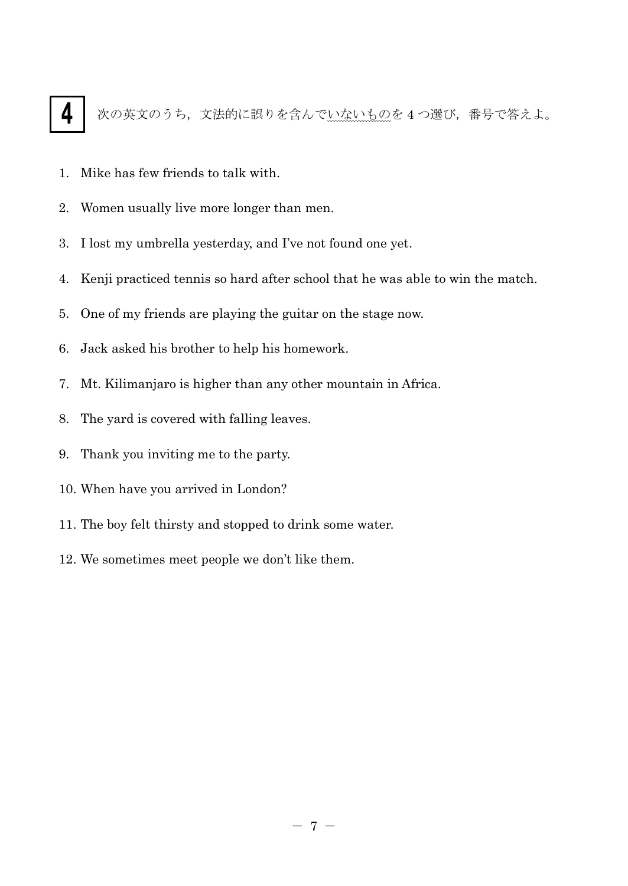**4** 次の英文のうち，文法的に誤りを含んでいないものを4つ選び，番号で答えよ。

1. Mike has few friends to talk with.
2. Women usually live more longer than men.
3. I lost my umbrella yesterday, and I've not found one yet.
4. Kenji practiced tennis so hard after school that he was able to win the match.
5. One of my friends are playing the guitar on the stage now.
6. Jack asked his brother to help his homework.
7. Mt. Kilimanjaro is higher than any other mountain in Africa.
8. The yard is covered with falling leaves.
9. Thank you inviting me to the party.
10. When have you arrived in London?
11. The boy felt thirsty and stopped to drink some water.
12. We sometimes meet people we don't like them.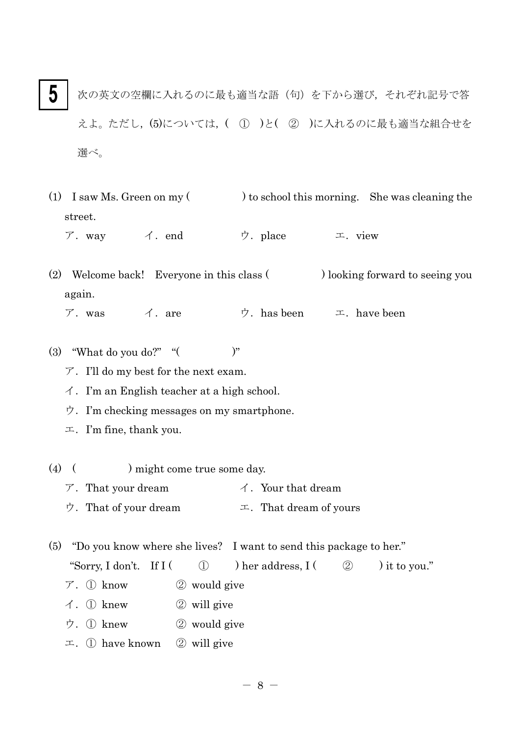**5** 次の英文の空欄に入れるのに最も適当な語（句）を下から選び，それぞれ記号で答えよ。ただし，(5)については，(　①　)と(　②　)に入れるのに最も適当な組合せを選べ。

(1)　I saw Ms. Green on my (　　　　　) to school this morning.　She was cleaning the street.

ア．way　　イ．end　　ウ．place　　エ．view

(2)　Welcome back!　Everyone in this class (　　　　　) looking forward to seeing you again.

ア．was　　イ．are　　ウ．has been　　エ．have been

(3)　"What do you do?"　"(　　　　　)"

ア．I'll do my best for the next exam.

イ．I'm an English teacher at a high school.

ウ．I'm checking messages on my smartphone.

エ．I'm fine, thank you.

(4)　(　　　　　) might come true some day.

ア．That your dream　　イ．Your that dream

ウ．That of your dream　　エ．That dream of yours

(5)　"Do you know where she lives?　I want to send this package to her."

"Sorry, I don't.　If I (　　①　　) her address, I (　　②　　) it to you."

ア．① know　　② would give

イ．① knew　　② will give

ウ．① knew　　② would give

エ．① have known　　② will give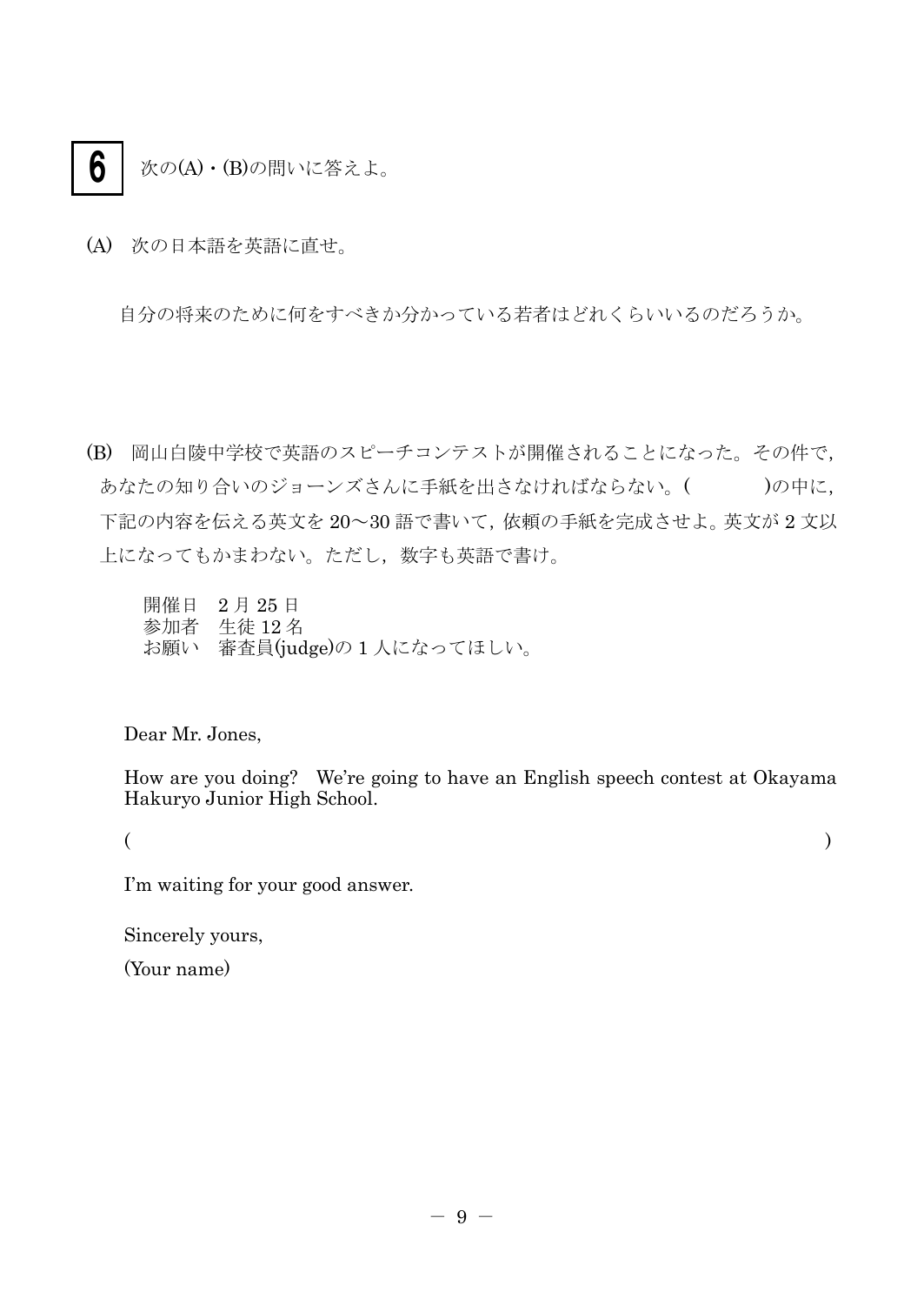# 6

次の(A)・(B)の問いに答えよ。

(A)　次の日本語を英語に直せ。

自分の将来のために何をすべきか分かっている若者はどれくらいいるのだろうか。

(B)　岡山白陵中学校で英語のスピーチコンテストが開催されることになった。その件で，あなたの知り合いのジョーンズさんに手紙を出さなければならない。(　　　　)の中に，下記の内容を伝える英文を 20〜30 語で書いて，依頼の手紙を完成させよ。英文が 2 文以上になってもかまわない。ただし，数字も英語で書け。

開催日　2 月 25 日
参加者　生徒 12 名
お願い　審査員(judge)の 1 人になってほしい。

Dear Mr. Jones,

How are you doing?　We're going to have an English speech contest at Okayama Hakuryo Junior High School.

(　　　　　　　　　　　　　　　　　　　　　　　　　　　　　　　　　　　　)

I'm waiting for your good answer.

Sincerely yours,

(Your name)